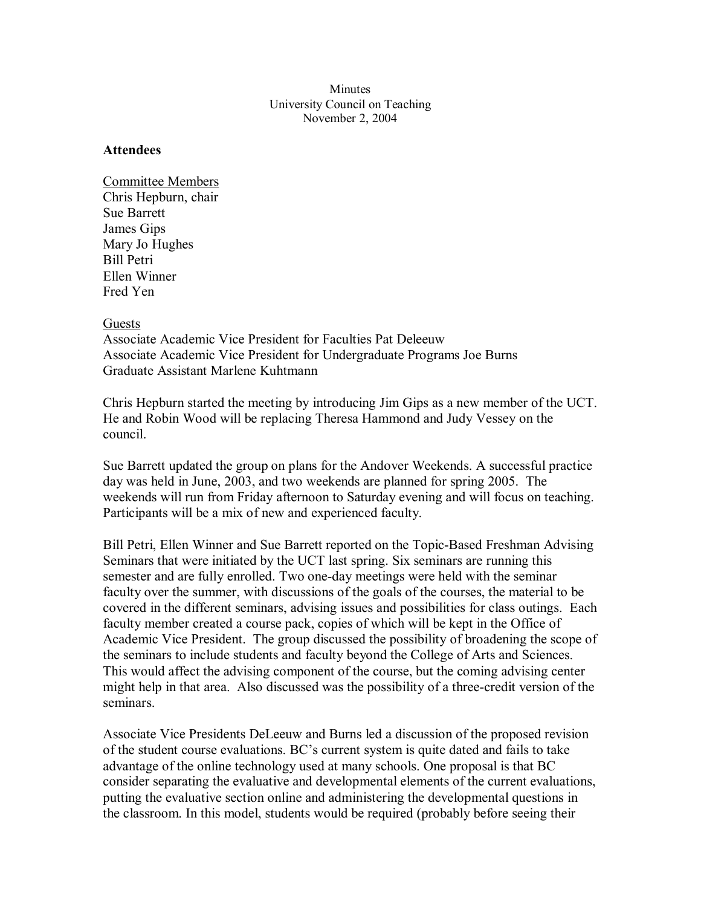Minutes
University Council on Teaching
November 2, 2004

**Attendees**

Committee Members
Chris Hepburn, chair
Sue Barrett
James Gips
Mary Jo Hughes
Bill Petri
Ellen Winner
Fred Yen

Guests
Associate Academic Vice President for Faculties Pat Deleeuw
Associate Academic Vice President for Undergraduate Programs Joe Burns
Graduate Assistant Marlene Kuhtmann

Chris Hepburn started the meeting by introducing Jim Gips as a new member of the UCT. He and Robin Wood will be replacing Theresa Hammond and Judy Vessey on the council.

Sue Barrett updated the group on plans for the Andover Weekends. A successful practice day was held in June, 2003, and two weekends are planned for spring 2005. The weekends will run from Friday afternoon to Saturday evening and will focus on teaching. Participants will be a mix of new and experienced faculty.

Bill Petri, Ellen Winner and Sue Barrett reported on the Topic-Based Freshman Advising Seminars that were initiated by the UCT last spring. Six seminars are running this semester and are fully enrolled. Two one-day meetings were held with the seminar faculty over the summer, with discussions of the goals of the courses, the material to be covered in the different seminars, advising issues and possibilities for class outings. Each faculty member created a course pack, copies of which will be kept in the Office of Academic Vice President. The group discussed the possibility of broadening the scope of the seminars to include students and faculty beyond the College of Arts and Sciences. This would affect the advising component of the course, but the coming advising center might help in that area. Also discussed was the possibility of a three-credit version of the seminars.

Associate Vice Presidents DeLeeuw and Burns led a discussion of the proposed revision of the student course evaluations. BC's current system is quite dated and fails to take advantage of the online technology used at many schools. One proposal is that BC consider separating the evaluative and developmental elements of the current evaluations, putting the evaluative section online and administering the developmental questions in the classroom. In this model, students would be required (probably before seeing their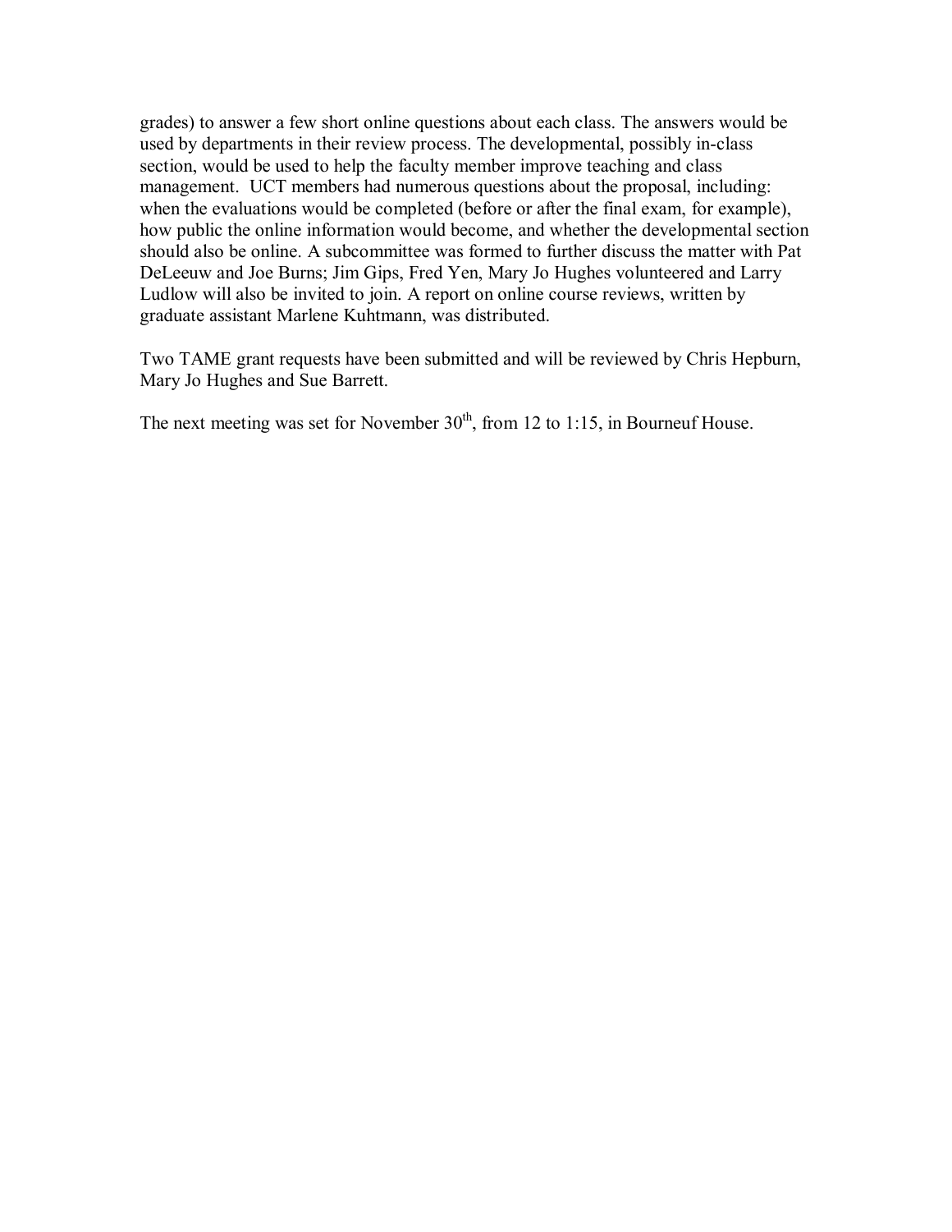grades) to answer a few short online questions about each class. The answers would be used by departments in their review process. The developmental, possibly in-class section, would be used to help the faculty member improve teaching and class management. UCT members had numerous questions about the proposal, including: when the evaluations would be completed (before or after the final exam, for example), how public the online information would become, and whether the developmental section should also be online. A subcommittee was formed to further discuss the matter with Pat DeLeeuw and Joe Burns; Jim Gips, Fred Yen, Mary Jo Hughes volunteered and Larry Ludlow will also be invited to join. A report on online course reviews, written by graduate assistant Marlene Kuhtmann, was distributed.

Two TAME grant requests have been submitted and will be reviewed by Chris Hepburn, Mary Jo Hughes and Sue Barrett.

The next meeting was set for November 30th, from 12 to 1:15, in Bourneuf House.